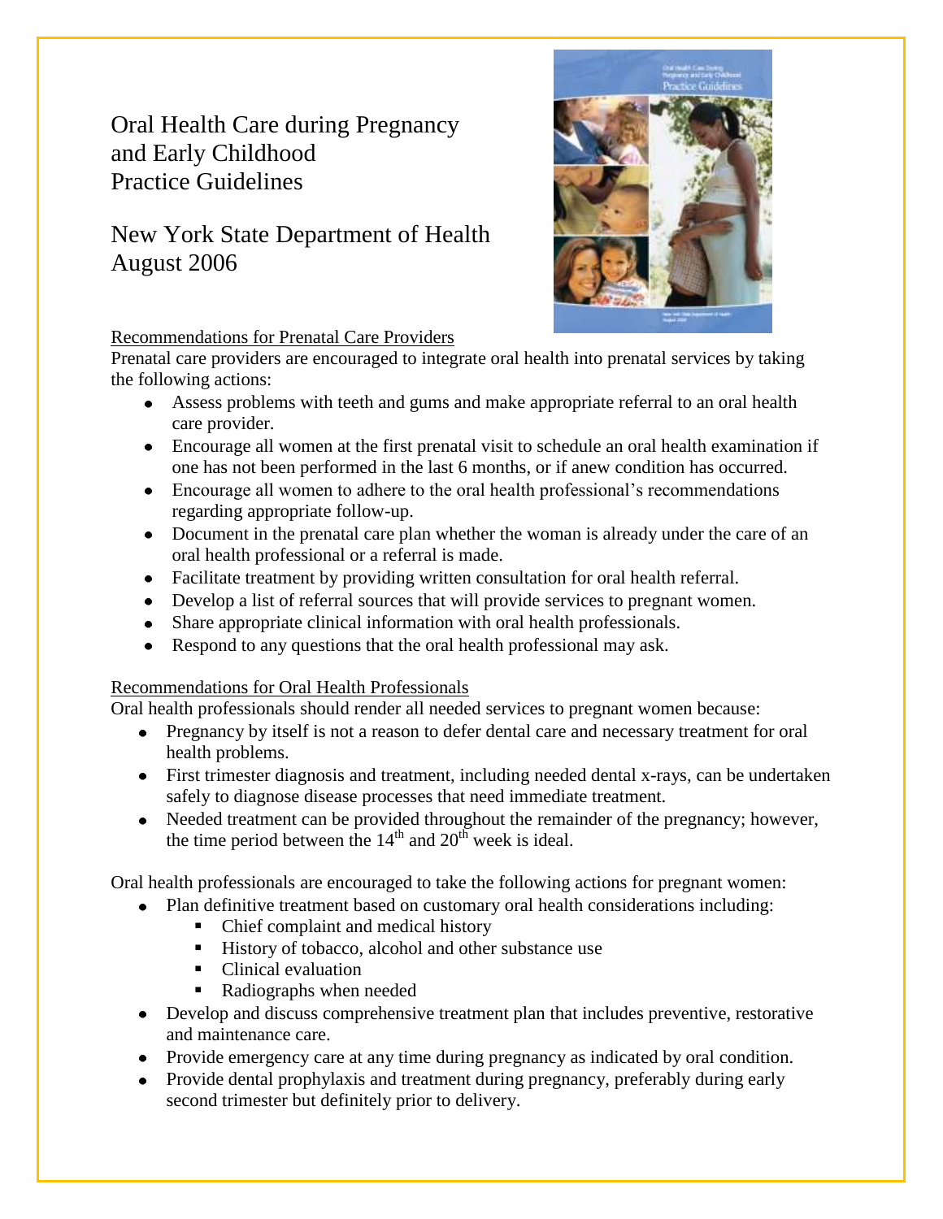# Oral Health Care during Pregnancy and Early Childhood Practice Guidelines

## New York State Department of Health August 2006

Recommendations for Prenatal Care Providers

Prenatal care providers are encouraged to integrate oral health into prenatal services by taking the following actions:

- Assess problems with teeth and gums and make appropriate referral to an oral health care provider.
- Encourage all women at the first prenatal visit to schedule an oral health examination if one has not been performed in the last 6 months, or if anew condition has occurred.
- Encourage all women to adhere to the oral health professional's recommendations regarding appropriate follow-up.
- Document in the prenatal care plan whether the woman is already under the care of an oral health professional or a referral is made.
- Facilitate treatment by providing written consultation for oral health referral.
- Develop a list of referral sources that will provide services to pregnant women.
- Share appropriate clinical information with oral health professionals.
- Respond to any questions that the oral health professional may ask.

Recommendations for Oral Health Professionals

Oral health professionals should render all needed services to pregnant women because:

- Pregnancy by itself is not a reason to defer dental care and necessary treatment for oral health problems.
- First trimester diagnosis and treatment, including needed dental x-rays, can be undertaken safely to diagnose disease processes that need immediate treatment.
- Needed treatment can be provided throughout the remainder of the pregnancy; however, the time period between the 14th and 20th week is ideal.

Oral health professionals are encouraged to take the following actions for pregnant women:

- Plan definitive treatment based on customary oral health considerations including:
  - Chief complaint and medical history
  - History of tobacco, alcohol and other substance use
  - Clinical evaluation
  - Radiographs when needed
- Develop and discuss comprehensive treatment plan that includes preventive, restorative and maintenance care.
- Provide emergency care at any time during pregnancy as indicated by oral condition.
- Provide dental prophylaxis and treatment during pregnancy, preferably during early second trimester but definitely prior to delivery.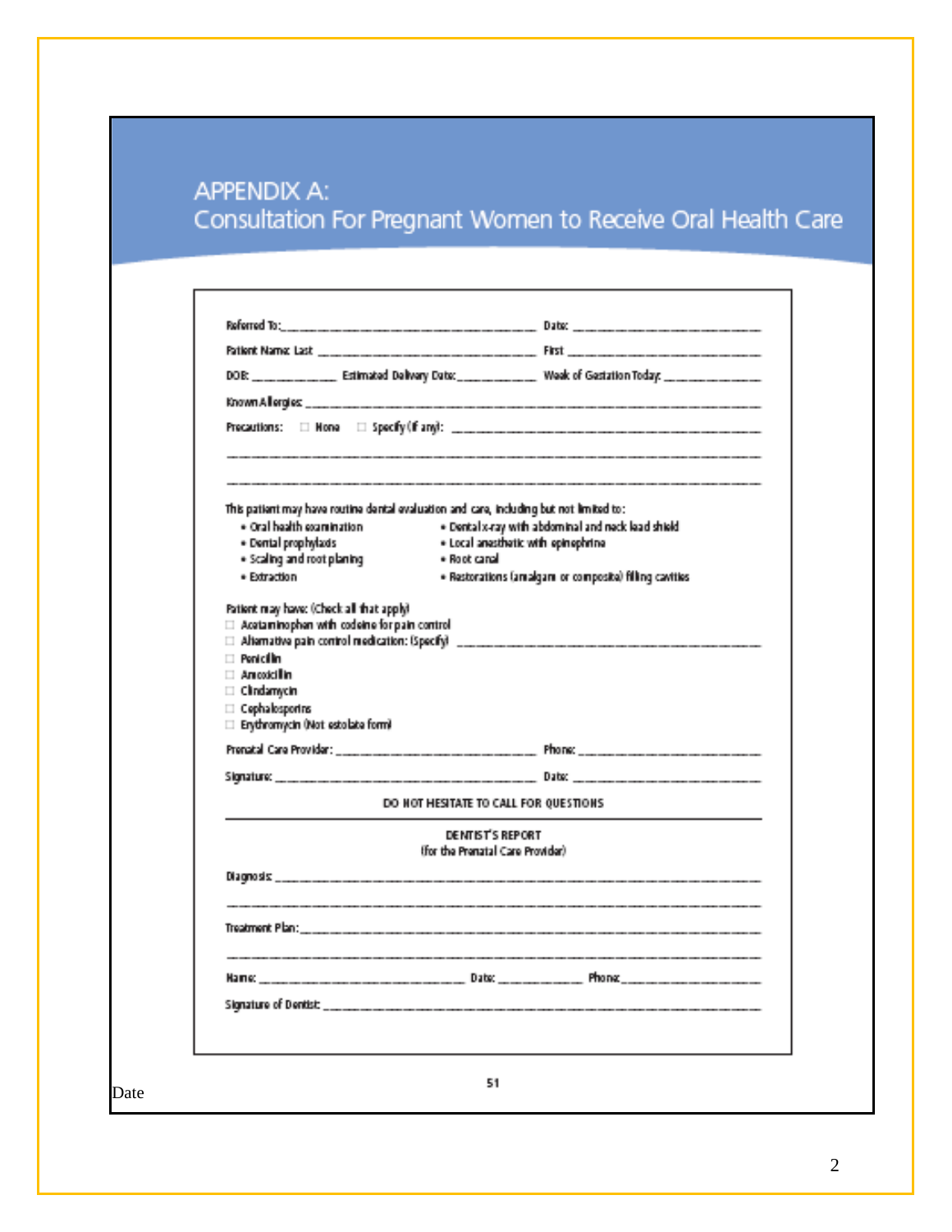# APPENDIX A:
## Consultation For Pregnant Women to Receive Oral Health Care

Referred To:\_\_\_\_\_\_\_\_\_\_\_\_\_\_\_\_\_\_\_\_\_\_\_\_\_\_\_\_\_\_ Date: \_\_\_\_\_\_\_\_\_\_\_\_\_\_\_\_\_\_\_\_

Patient Name: Last \_\_\_\_\_\_\_\_\_\_\_\_\_\_\_\_\_\_\_\_\_\_\_\_\_\_ First \_\_\_\_\_\_\_\_\_\_\_\_\_\_\_\_\_\_\_\_

DOB: \_\_\_\_\_\_\_\_\_\_ Estimated Delivery Date:\_\_\_\_\_\_\_\_\_\_ Week of Gestation Today: \_\_\_\_\_\_\_\_\_\_\_\_

Known Allergies: \_\_\_\_\_\_\_\_\_\_\_\_\_\_\_\_\_\_\_\_\_\_\_\_\_\_\_\_\_\_\_\_\_\_\_\_\_\_\_\_\_\_\_\_\_\_\_\_

Precautions: ☐ None ☐ Specify (if any): \_\_\_\_\_\_\_\_\_\_\_\_\_\_\_\_\_\_\_\_\_\_\_\_\_\_\_\_\_\_\_\_\_\_

\_\_\_\_\_\_\_\_\_\_\_\_\_\_\_\_\_\_\_\_\_\_\_\_\_\_\_\_\_\_\_\_\_\_\_\_\_\_\_\_\_\_\_\_\_\_\_\_\_\_\_\_\_\_\_\_\_\_\_\_\_\_

\_\_\_\_\_\_\_\_\_\_\_\_\_\_\_\_\_\_\_\_\_\_\_\_\_\_\_\_\_\_\_\_\_\_\_\_\_\_\_\_\_\_\_\_\_\_\_\_\_\_\_\_\_\_\_\_\_\_\_\_\_\_

This patient may have routine dental evaluation and care, including but not limited to:

- Oral health examination
- Dental prophylaxis
- Scaling and root planing
- Extraction
- Dental x-ray with abdominal and neck lead shield
- Local anesthetic with epinephrine
- Root canal
- Restorations (amalgam or composite) filling cavities

Patient may have: (Check all that apply)

☐ Acetaminophen with codeine for pain control
☐ Alternative pain control medication: (Specify) \_\_\_\_\_\_\_\_\_\_\_\_\_\_\_\_\_\_\_\_\_\_\_\_\_\_\_\_
☐ Penicillin
☐ Amoxicillin
☐ Clindamycin
☐ Cephalosporins
☐ Erythromycin (Not estolate form)

Prenatal Care Provider: \_\_\_\_\_\_\_\_\_\_\_\_\_\_\_\_\_\_\_\_\_\_\_\_ Phone: \_\_\_\_\_\_\_\_\_\_\_\_\_\_\_\_\_\_\_\_

Signature: \_\_\_\_\_\_\_\_\_\_\_\_\_\_\_\_\_\_\_\_\_\_\_\_\_\_\_\_\_\_\_\_ Date: \_\_\_\_\_\_\_\_\_\_\_\_\_\_\_\_\_\_\_\_

**DO NOT HESITATE TO CALL FOR QUESTIONS**

---

**DENTIST'S REPORT**
(for the Prenatal Care Provider)

Diagnosis: \_\_\_\_\_\_\_\_\_\_\_\_\_\_\_\_\_\_\_\_\_\_\_\_\_\_\_\_\_\_\_\_\_\_\_\_\_\_\_\_\_\_\_\_\_\_\_\_\_\_\_\_\_\_

\_\_\_\_\_\_\_\_\_\_\_\_\_\_\_\_\_\_\_\_\_\_\_\_\_\_\_\_\_\_\_\_\_\_\_\_\_\_\_\_\_\_\_\_\_\_\_\_\_\_\_\_\_\_\_\_\_\_\_\_\_\_

Treatment Plan:\_\_\_\_\_\_\_\_\_\_\_\_\_\_\_\_\_\_\_\_\_\_\_\_\_\_\_\_\_\_\_\_\_\_\_\_\_\_\_\_\_\_\_\_\_\_\_\_\_\_

\_\_\_\_\_\_\_\_\_\_\_\_\_\_\_\_\_\_\_\_\_\_\_\_\_\_\_\_\_\_\_\_\_\_\_\_\_\_\_\_\_\_\_\_\_\_\_\_\_\_\_\_\_\_\_\_\_\_\_\_\_\_

Name: \_\_\_\_\_\_\_\_\_\_\_\_\_\_\_\_\_\_\_\_\_\_ Date: \_\_\_\_\_\_\_\_\_\_ Phone: \_\_\_\_\_\_\_\_\_\_\_\_\_\_\_\_

Signature of Dentist: \_\_\_\_\_\_\_\_\_\_\_\_\_\_\_\_\_\_\_\_\_\_\_\_\_\_\_\_\_\_\_\_\_\_\_\_\_\_\_\_\_\_\_\_

Date